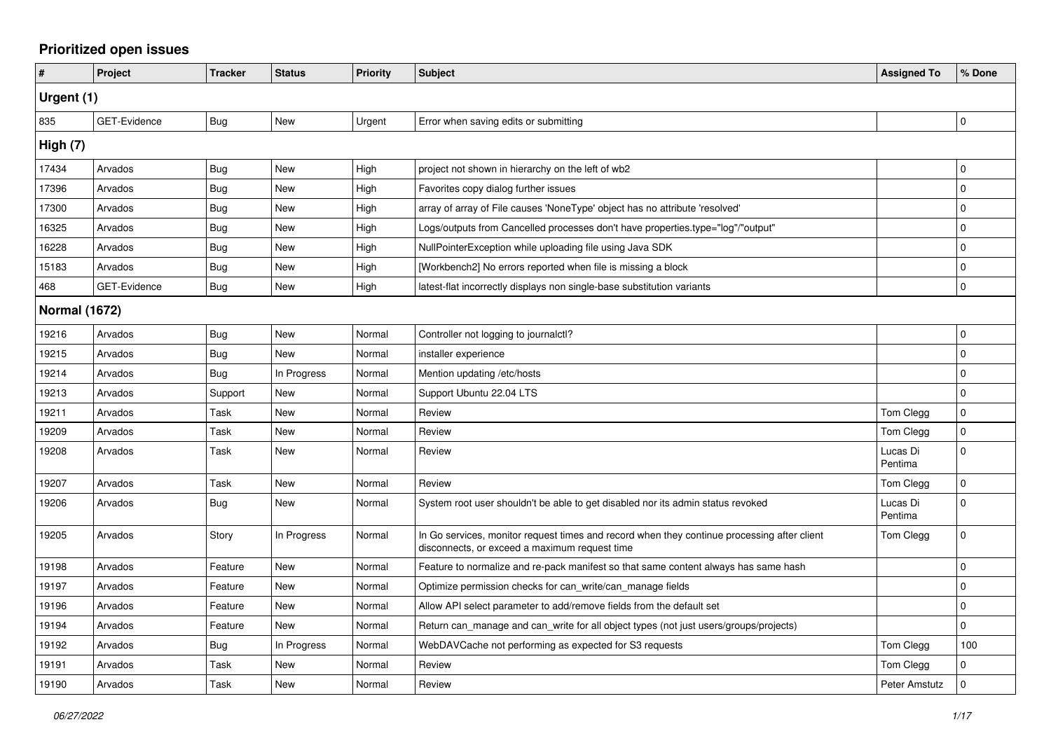## Prioritized open issues

| # | Project | Tracker | Status | Priority | Subject | Assigned To | % Done |
|---|---|---|---|---|---|---|---|
| **Urgent (1)** | | | | | | | |
| 835 | GET-Evidence | Bug | New | Urgent | Error when saving edits or submitting | | 0 |
| **High (7)** | | | | | | | |
| 17434 | Arvados | Bug | New | High | project not shown in hierarchy on the left of wb2 | | 0 |
| 17396 | Arvados | Bug | New | High | Favorites copy dialog further issues | | 0 |
| 17300 | Arvados | Bug | New | High | array of array of File causes 'NoneType' object has no attribute 'resolved' | | 0 |
| 16325 | Arvados | Bug | New | High | Logs/outputs from Cancelled processes don't have properties.type="log"/"output" | | 0 |
| 16228 | Arvados | Bug | New | High | NullPointerException while uploading file using Java SDK | | 0 |
| 15183 | Arvados | Bug | New | High | [Workbench2] No errors reported when file is missing a block | | 0 |
| 468 | GET-Evidence | Bug | New | High | latest-flat incorrectly displays non single-base substitution variants | | 0 |
| **Normal (1672)** | | | | | | | |
| 19216 | Arvados | Bug | New | Normal | Controller not logging to journalctl? | | 0 |
| 19215 | Arvados | Bug | New | Normal | installer experience | | 0 |
| 19214 | Arvados | Bug | In Progress | Normal | Mention updating /etc/hosts | | 0 |
| 19213 | Arvados | Support | New | Normal | Support Ubuntu 22.04 LTS | | 0 |
| 19211 | Arvados | Task | New | Normal | Review | Tom Clegg | 0 |
| 19209 | Arvados | Task | New | Normal | Review | Tom Clegg | 0 |
| 19208 | Arvados | Task | New | Normal | Review | Lucas Di Pentima | 0 |
| 19207 | Arvados | Task | New | Normal | Review | Tom Clegg | 0 |
| 19206 | Arvados | Bug | New | Normal | System root user shouldn't be able to get disabled nor its admin status revoked | Lucas Di Pentima | 0 |
| 19205 | Arvados | Story | In Progress | Normal | In Go services, monitor request times and record when they continue processing after client disconnects, or exceed a maximum request time | Tom Clegg | 0 |
| 19198 | Arvados | Feature | New | Normal | Feature to normalize and re-pack manifest so that same content always has same hash | | 0 |
| 19197 | Arvados | Feature | New | Normal | Optimize permission checks for can_write/can_manage fields | | 0 |
| 19196 | Arvados | Feature | New | Normal | Allow API select parameter to add/remove fields from the default set | | 0 |
| 19194 | Arvados | Feature | New | Normal | Return can_manage and can_write for all object types (not just users/groups/projects) | | 0 |
| 19192 | Arvados | Bug | In Progress | Normal | WebDAVCache not performing as expected for S3 requests | Tom Clegg | 100 |
| 19191 | Arvados | Task | New | Normal | Review | Tom Clegg | 0 |
| 19190 | Arvados | Task | New | Normal | Review | Peter Amstutz | 0 |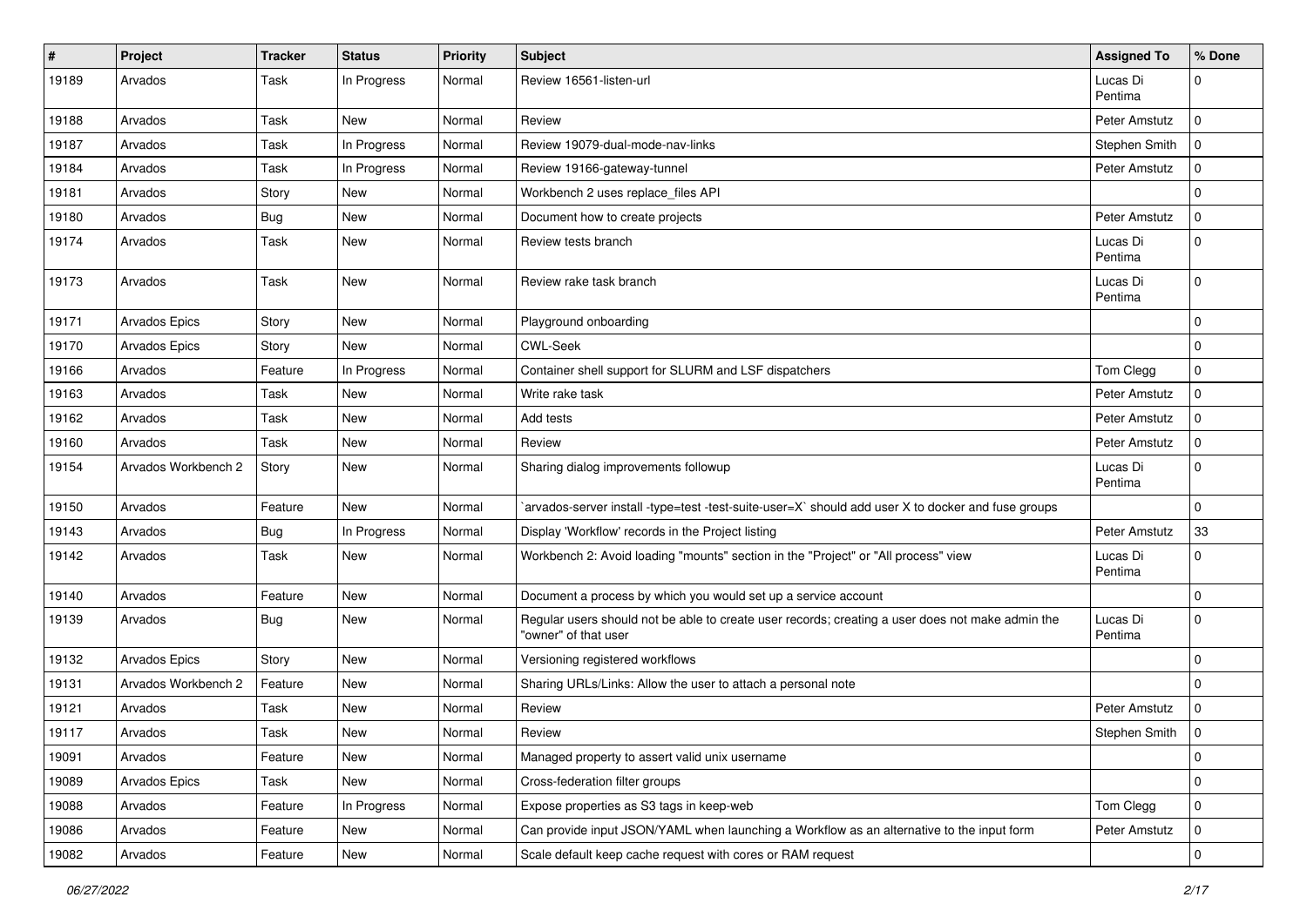| # | Project | Tracker | Status | Priority | Subject | Assigned To | % Done |
|---|---|---|---|---|---|---|---|
| 19189 | Arvados | Task | In Progress | Normal | Review 16561-listen-url | Lucas Di Pentima | 0 |
| 19188 | Arvados | Task | New | Normal | Review | Peter Amstutz | 0 |
| 19187 | Arvados | Task | In Progress | Normal | Review 19079-dual-mode-nav-links | Stephen Smith | 0 |
| 19184 | Arvados | Task | In Progress | Normal | Review 19166-gateway-tunnel | Peter Amstutz | 0 |
| 19181 | Arvados | Story | New | Normal | Workbench 2 uses replace_files API | | 0 |
| 19180 | Arvados | Bug | New | Normal | Document how to create projects | Peter Amstutz | 0 |
| 19174 | Arvados | Task | New | Normal | Review tests branch | Lucas Di Pentima | 0 |
| 19173 | Arvados | Task | New | Normal | Review rake task branch | Lucas Di Pentima | 0 |
| 19171 | Arvados Epics | Story | New | Normal | Playground onboarding | | 0 |
| 19170 | Arvados Epics | Story | New | Normal | CWL-Seek | | 0 |
| 19166 | Arvados | Feature | In Progress | Normal | Container shell support for SLURM and LSF dispatchers | Tom Clegg | 0 |
| 19163 | Arvados | Task | New | Normal | Write rake task | Peter Amstutz | 0 |
| 19162 | Arvados | Task | New | Normal | Add tests | Peter Amstutz | 0 |
| 19160 | Arvados | Task | New | Normal | Review | Peter Amstutz | 0 |
| 19154 | Arvados Workbench 2 | Story | New | Normal | Sharing dialog improvements followup | Lucas Di Pentima | 0 |
| 19150 | Arvados | Feature | New | Normal | `arvados-server install -type=test -test-suite-user=X` should add user X to docker and fuse groups | | 0 |
| 19143 | Arvados | Bug | In Progress | Normal | Display 'Workflow' records in the Project listing | Peter Amstutz | 33 |
| 19142 | Arvados | Task | New | Normal | Workbench 2: Avoid loading "mounts" section in the "Project" or "All process" view | Lucas Di Pentima | 0 |
| 19140 | Arvados | Feature | New | Normal | Document a process by which you would set up a service account | | 0 |
| 19139 | Arvados | Bug | New | Normal | Regular users should not be able to create user records; creating a user does not make admin the "owner" of that user | Lucas Di Pentima | 0 |
| 19132 | Arvados Epics | Story | New | Normal | Versioning registered workflows | | 0 |
| 19131 | Arvados Workbench 2 | Feature | New | Normal | Sharing URLs/Links: Allow the user to attach a personal note | | 0 |
| 19121 | Arvados | Task | New | Normal | Review | Peter Amstutz | 0 |
| 19117 | Arvados | Task | New | Normal | Review | Stephen Smith | 0 |
| 19091 | Arvados | Feature | New | Normal | Managed property to assert valid unix username | | 0 |
| 19089 | Arvados Epics | Task | New | Normal | Cross-federation filter groups | | 0 |
| 19088 | Arvados | Feature | In Progress | Normal | Expose properties as S3 tags in keep-web | Tom Clegg | 0 |
| 19086 | Arvados | Feature | New | Normal | Can provide input JSON/YAML when launching a Workflow as an alternative to the input form | Peter Amstutz | 0 |
| 19082 | Arvados | Feature | New | Normal | Scale default keep cache request with cores or RAM request | | 0 |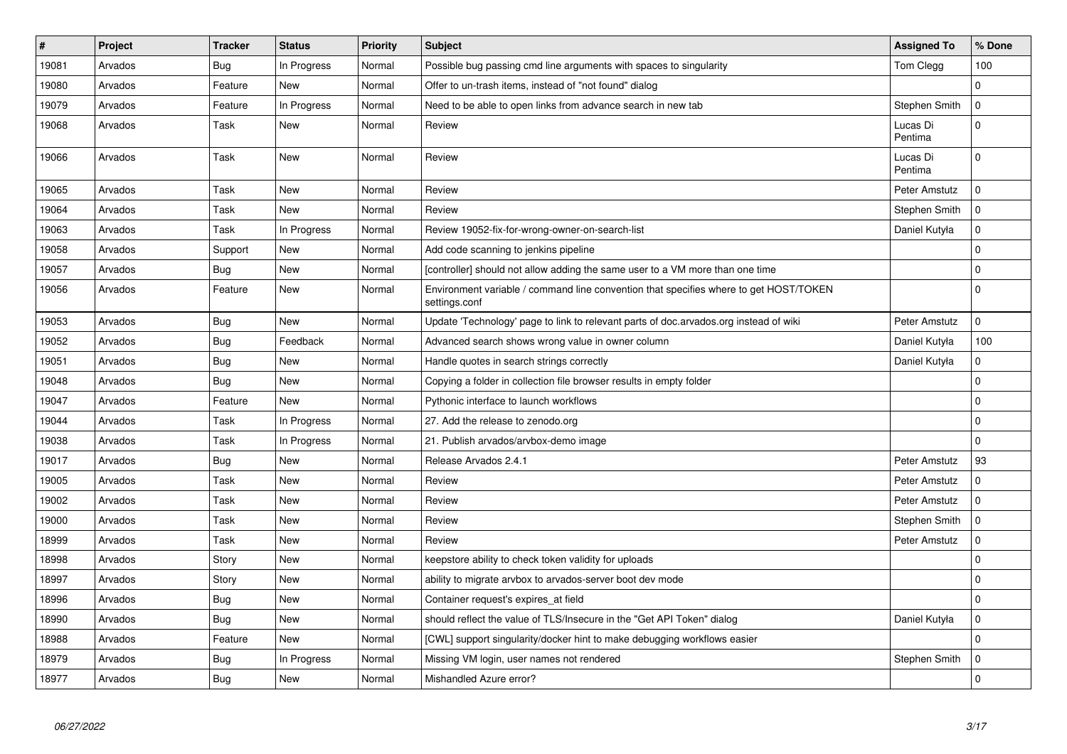| # | Project | Tracker | Status | Priority | Subject | Assigned To | % Done |
|---|---|---|---|---|---|---|---|
| 19081 | Arvados | Bug | In Progress | Normal | Possible bug passing cmd line arguments with spaces to singularity | Tom Clegg | 100 |
| 19080 | Arvados | Feature | New | Normal | Offer to un-trash items, instead of "not found" dialog | | 0 |
| 19079 | Arvados | Feature | In Progress | Normal | Need to be able to open links from advance search in new tab | Stephen Smith | 0 |
| 19068 | Arvados | Task | New | Normal | Review | Lucas Di Pentima | 0 |
| 19066 | Arvados | Task | New | Normal | Review | Lucas Di Pentima | 0 |
| 19065 | Arvados | Task | New | Normal | Review | Peter Amstutz | 0 |
| 19064 | Arvados | Task | New | Normal | Review | Stephen Smith | 0 |
| 19063 | Arvados | Task | In Progress | Normal | Review 19052-fix-for-wrong-owner-on-search-list | Daniel Kutyła | 0 |
| 19058 | Arvados | Support | New | Normal | Add code scanning to jenkins pipeline | | 0 |
| 19057 | Arvados | Bug | New | Normal | [controller] should not allow adding the same user to a VM more than one time | | 0 |
| 19056 | Arvados | Feature | New | Normal | Environment variable / command line convention that specifies where to get HOST/TOKEN settings.conf | | 0 |
| 19053 | Arvados | Bug | New | Normal | Update 'Technology' page to link to relevant parts of doc.arvados.org instead of wiki | Peter Amstutz | 0 |
| 19052 | Arvados | Bug | Feedback | Normal | Advanced search shows wrong value in owner column | Daniel Kutyła | 100 |
| 19051 | Arvados | Bug | New | Normal | Handle quotes in search strings correctly | Daniel Kutyła | 0 |
| 19048 | Arvados | Bug | New | Normal | Copying a folder in collection file browser results in empty folder | | 0 |
| 19047 | Arvados | Feature | New | Normal | Pythonic interface to launch workflows | | 0 |
| 19044 | Arvados | Task | In Progress | Normal | 27. Add the release to zenodo.org | | 0 |
| 19038 | Arvados | Task | In Progress | Normal | 21. Publish arvados/arvbox-demo image | | 0 |
| 19017 | Arvados | Bug | New | Normal | Release Arvados 2.4.1 | Peter Amstutz | 93 |
| 19005 | Arvados | Task | New | Normal | Review | Peter Amstutz | 0 |
| 19002 | Arvados | Task | New | Normal | Review | Peter Amstutz | 0 |
| 19000 | Arvados | Task | New | Normal | Review | Stephen Smith | 0 |
| 18999 | Arvados | Task | New | Normal | Review | Peter Amstutz | 0 |
| 18998 | Arvados | Story | New | Normal | keepstore ability to check token validity for uploads | | 0 |
| 18997 | Arvados | Story | New | Normal | ability to migrate arvbox to arvados-server boot dev mode | | 0 |
| 18996 | Arvados | Bug | New | Normal | Container request's expires_at field | | 0 |
| 18990 | Arvados | Bug | New | Normal | should reflect the value of TLS/Insecure in the "Get API Token" dialog | Daniel Kutyła | 0 |
| 18988 | Arvados | Feature | New | Normal | [CWL] support singularity/docker hint to make debugging workflows easier | | 0 |
| 18979 | Arvados | Bug | In Progress | Normal | Missing VM login, user names not rendered | Stephen Smith | 0 |
| 18977 | Arvados | Bug | New | Normal | Mishandled Azure error? | | 0 |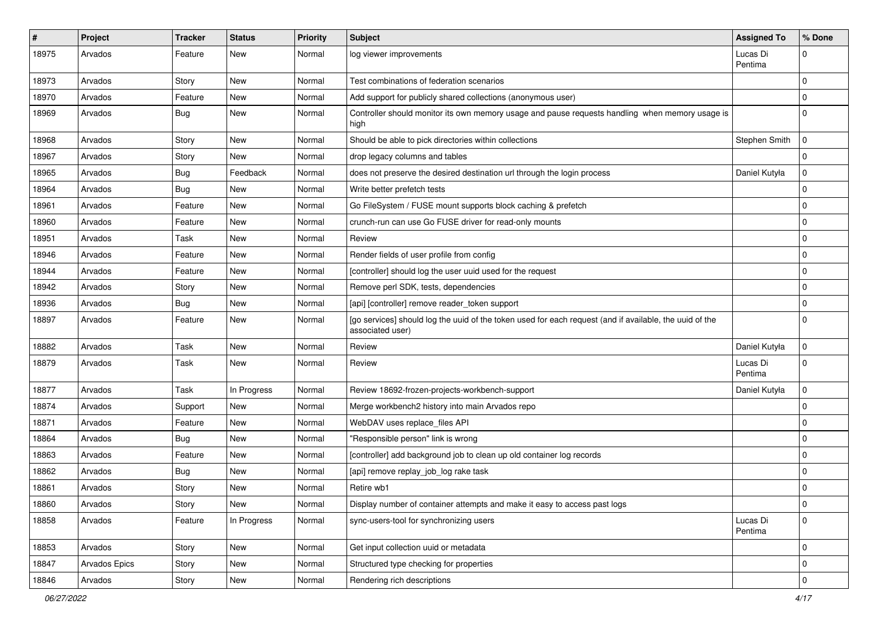| # | Project | Tracker | Status | Priority | Subject | Assigned To | % Done |
|---|---|---|---|---|---|---|---|
| 18975 | Arvados | Feature | New | Normal | log viewer improvements | Lucas Di Pentima | 0 |
| 18973 | Arvados | Story | New | Normal | Test combinations of federation scenarios | | 0 |
| 18970 | Arvados | Feature | New | Normal | Add support for publicly shared collections (anonymous user) | | 0 |
| 18969 | Arvados | Bug | New | Normal | Controller should monitor its own memory usage and pause requests handling when memory usage is high | | 0 |
| 18968 | Arvados | Story | New | Normal | Should be able to pick directories within collections | Stephen Smith | 0 |
| 18967 | Arvados | Story | New | Normal | drop legacy columns and tables | | 0 |
| 18965 | Arvados | Bug | Feedback | Normal | does not preserve the desired destination url through the login process | Daniel Kutyła | 0 |
| 18964 | Arvados | Bug | New | Normal | Write better prefetch tests | | 0 |
| 18961 | Arvados | Feature | New | Normal | Go FileSystem / FUSE mount supports block caching & prefetch | | 0 |
| 18960 | Arvados | Feature | New | Normal | crunch-run can use Go FUSE driver for read-only mounts | | 0 |
| 18951 | Arvados | Task | New | Normal | Review | | 0 |
| 18946 | Arvados | Feature | New | Normal | Render fields of user profile from config | | 0 |
| 18944 | Arvados | Feature | New | Normal | [controller] should log the user uuid used for the request | | 0 |
| 18942 | Arvados | Story | New | Normal | Remove perl SDK, tests, dependencies | | 0 |
| 18936 | Arvados | Bug | New | Normal | [api] [controller] remove reader_token support | | 0 |
| 18897 | Arvados | Feature | New | Normal | [go services] should log the uuid of the token used for each request (and if available, the uuid of the associated user) | | 0 |
| 18882 | Arvados | Task | New | Normal | Review | Daniel Kutyła | 0 |
| 18879 | Arvados | Task | New | Normal | Review | Lucas Di Pentima | 0 |
| 18877 | Arvados | Task | In Progress | Normal | Review 18692-frozen-projects-workbench-support | Daniel Kutyła | 0 |
| 18874 | Arvados | Support | New | Normal | Merge workbench2 history into main Arvados repo | | 0 |
| 18871 | Arvados | Feature | New | Normal | WebDAV uses replace_files API | | 0 |
| 18864 | Arvados | Bug | New | Normal | "Responsible person" link is wrong | | 0 |
| 18863 | Arvados | Feature | New | Normal | [controller] add background job to clean up old container log records | | 0 |
| 18862 | Arvados | Bug | New | Normal | [api] remove replay_job_log rake task | | 0 |
| 18861 | Arvados | Story | New | Normal | Retire wb1 | | 0 |
| 18860 | Arvados | Story | New | Normal | Display number of container attempts and make it easy to access past logs | | 0 |
| 18858 | Arvados | Feature | In Progress | Normal | sync-users-tool for synchronizing users | Lucas Di Pentima | 0 |
| 18853 | Arvados | Story | New | Normal | Get input collection uuid or metadata | | 0 |
| 18847 | Arvados Epics | Story | New | Normal | Structured type checking for properties | | 0 |
| 18846 | Arvados | Story | New | Normal | Rendering rich descriptions | | 0 |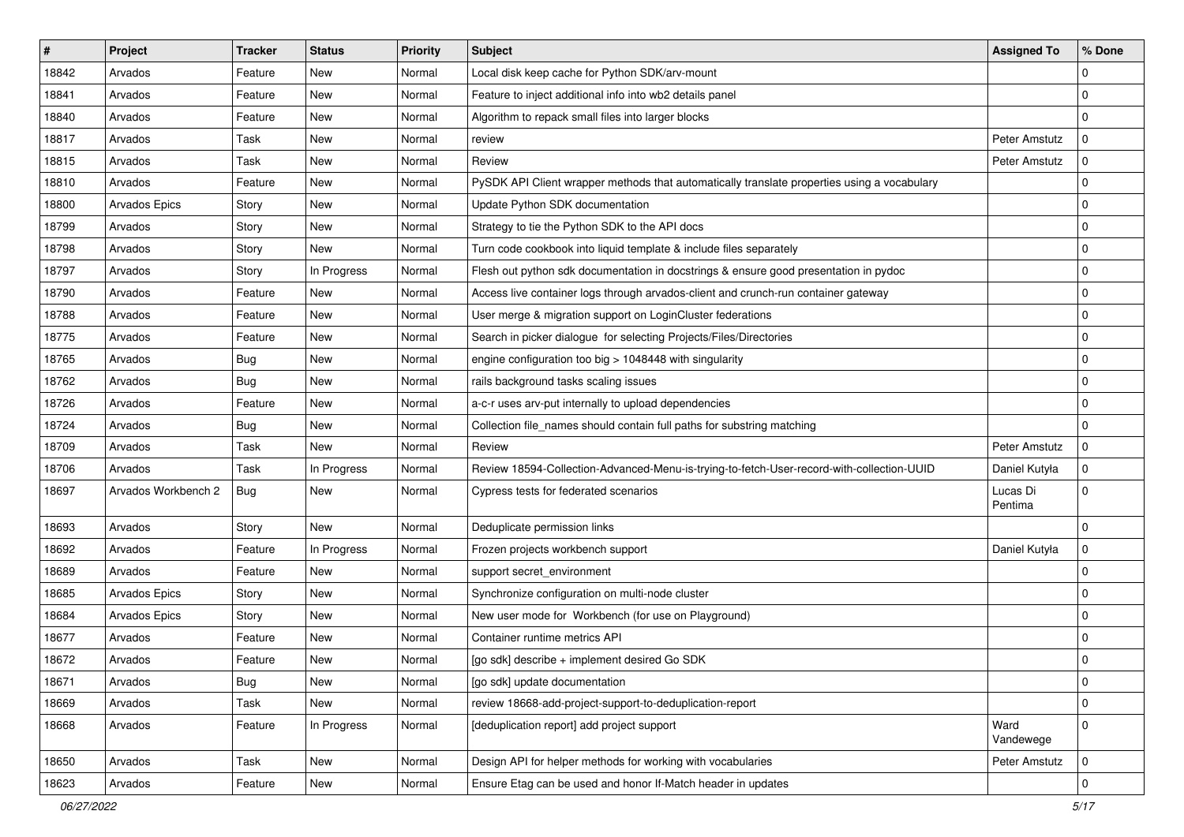| # | Project | Tracker | Status | Priority | Subject | Assigned To | % Done |
|---|---|---|---|---|---|---|---|
| 18842 | Arvados | Feature | New | Normal | Local disk keep cache for Python SDK/arv-mount | | 0 |
| 18841 | Arvados | Feature | New | Normal | Feature to inject additional info into wb2 details panel | | 0 |
| 18840 | Arvados | Feature | New | Normal | Algorithm to repack small files into larger blocks | | 0 |
| 18817 | Arvados | Task | New | Normal | review | Peter Amstutz | 0 |
| 18815 | Arvados | Task | New | Normal | Review | Peter Amstutz | 0 |
| 18810 | Arvados | Feature | New | Normal | PySDK API Client wrapper methods that automatically translate properties using a vocabulary | | 0 |
| 18800 | Arvados Epics | Story | New | Normal | Update Python SDK documentation | | 0 |
| 18799 | Arvados | Story | New | Normal | Strategy to tie the Python SDK to the API docs | | 0 |
| 18798 | Arvados | Story | New | Normal | Turn code cookbook into liquid template & include files separately | | 0 |
| 18797 | Arvados | Story | In Progress | Normal | Flesh out python sdk documentation in docstrings & ensure good presentation in pydoc | | 0 |
| 18790 | Arvados | Feature | New | Normal | Access live container logs through arvados-client and crunch-run container gateway | | 0 |
| 18788 | Arvados | Feature | New | Normal | User merge & migration support on LoginCluster federations | | 0 |
| 18775 | Arvados | Feature | New | Normal | Search in picker dialogue for selecting Projects/Files/Directories | | 0 |
| 18765 | Arvados | Bug | New | Normal | engine configuration too big > 1048448 with singularity | | 0 |
| 18762 | Arvados | Bug | New | Normal | rails background tasks scaling issues | | 0 |
| 18726 | Arvados | Feature | New | Normal | a-c-r uses arv-put internally to upload dependencies | | 0 |
| 18724 | Arvados | Bug | New | Normal | Collection file_names should contain full paths for substring matching | | 0 |
| 18709 | Arvados | Task | New | Normal | Review | Peter Amstutz | 0 |
| 18706 | Arvados | Task | In Progress | Normal | Review 18594-Collection-Advanced-Menu-is-trying-to-fetch-User-record-with-collection-UUID | Daniel Kutyła | 0 |
| 18697 | Arvados Workbench 2 | Bug | New | Normal | Cypress tests for federated scenarios | Lucas Di Pentima | 0 |
| 18693 | Arvados | Story | New | Normal | Deduplicate permission links | | 0 |
| 18692 | Arvados | Feature | In Progress | Normal | Frozen projects workbench support | Daniel Kutyła | 0 |
| 18689 | Arvados | Feature | New | Normal | support secret_environment | | 0 |
| 18685 | Arvados Epics | Story | New | Normal | Synchronize configuration on multi-node cluster | | 0 |
| 18684 | Arvados Epics | Story | New | Normal | New user mode for Workbench (for use on Playground) | | 0 |
| 18677 | Arvados | Feature | New | Normal | Container runtime metrics API | | 0 |
| 18672 | Arvados | Feature | New | Normal | [go sdk] describe + implement desired Go SDK | | 0 |
| 18671 | Arvados | Bug | New | Normal | [go sdk] update documentation | | 0 |
| 18669 | Arvados | Task | New | Normal | review 18668-add-project-support-to-deduplication-report | | 0 |
| 18668 | Arvados | Feature | In Progress | Normal | [deduplication report] add project support | Ward Vandewege | 0 |
| 18650 | Arvados | Task | New | Normal | Design API for helper methods for working with vocabularies | Peter Amstutz | 0 |
| 18623 | Arvados | Feature | New | Normal | Ensure Etag can be used and honor If-Match header in updates | | 0 |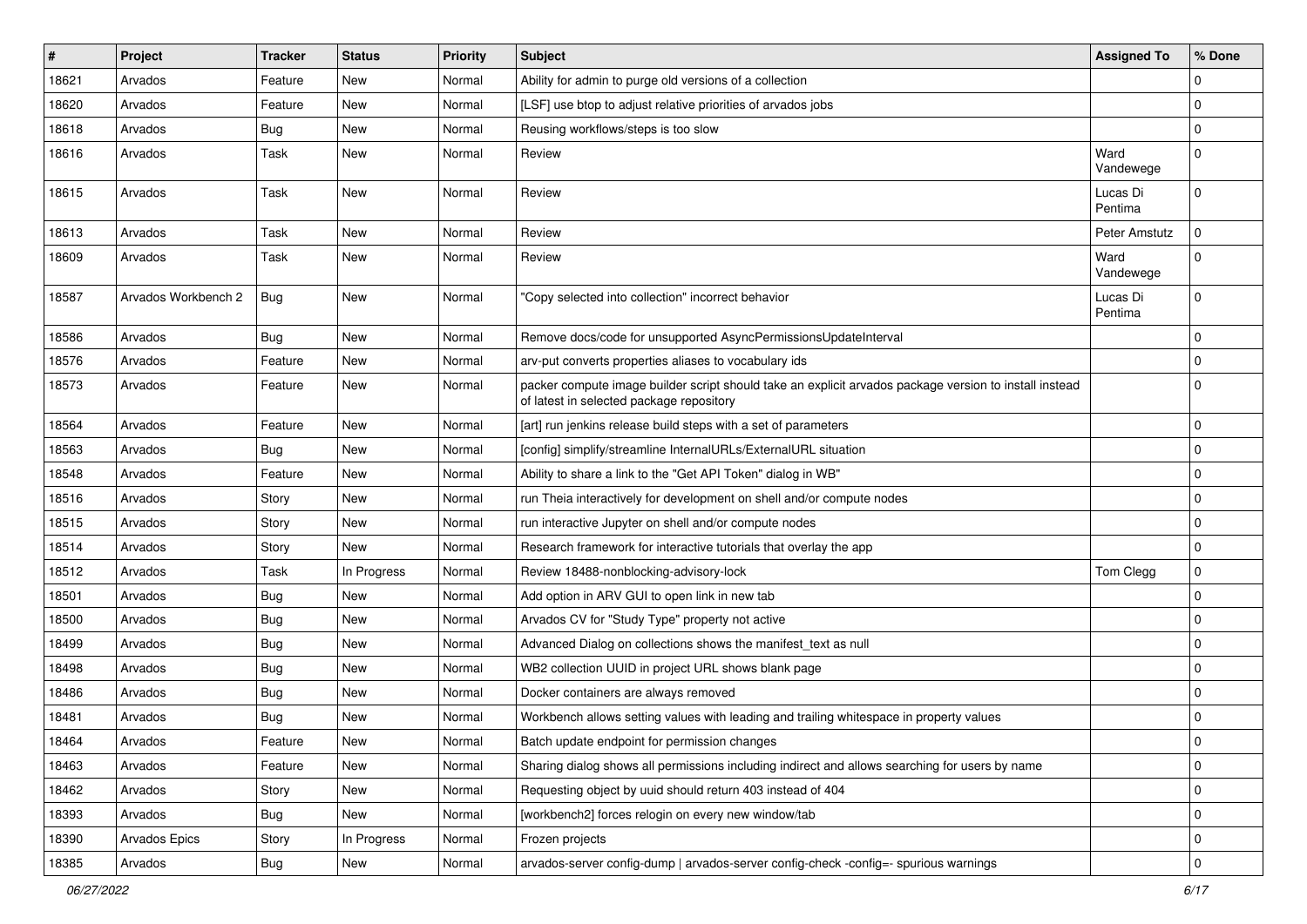| # | Project | Tracker | Status | Priority | Subject | Assigned To | % Done |
|---|---|---|---|---|---|---|---|
| 18621 | Arvados | Feature | New | Normal | Ability for admin to purge old versions of a collection | | 0 |
| 18620 | Arvados | Feature | New | Normal | [LSF] use btop to adjust relative priorities of arvados jobs | | 0 |
| 18618 | Arvados | Bug | New | Normal | Reusing workflows/steps is too slow | | 0 |
| 18616 | Arvados | Task | New | Normal | Review | Ward Vandewege | 0 |
| 18615 | Arvados | Task | New | Normal | Review | Lucas Di Pentima | 0 |
| 18613 | Arvados | Task | New | Normal | Review | Peter Amstutz | 0 |
| 18609 | Arvados | Task | New | Normal | Review | Ward Vandewege | 0 |
| 18587 | Arvados Workbench 2 | Bug | New | Normal | "Copy selected into collection" incorrect behavior | Lucas Di Pentima | 0 |
| 18586 | Arvados | Bug | New | Normal | Remove docs/code for unsupported AsyncPermissionsUpdateInterval | | 0 |
| 18576 | Arvados | Feature | New | Normal | arv-put converts properties aliases to vocabulary ids | | 0 |
| 18573 | Arvados | Feature | New | Normal | packer compute image builder script should take an explicit arvados package version to install instead of latest in selected package repository | | 0 |
| 18564 | Arvados | Feature | New | Normal | [art] run jenkins release build steps with a set of parameters | | 0 |
| 18563 | Arvados | Bug | New | Normal | [config] simplify/streamline InternalURLs/ExternalURL situation | | 0 |
| 18548 | Arvados | Feature | New | Normal | Ability to share a link to the "Get API Token" dialog in WB" | | 0 |
| 18516 | Arvados | Story | New | Normal | run Theia interactively for development on shell and/or compute nodes | | 0 |
| 18515 | Arvados | Story | New | Normal | run interactive Jupyter on shell and/or compute nodes | | 0 |
| 18514 | Arvados | Story | New | Normal | Research framework for interactive tutorials that overlay the app | | 0 |
| 18512 | Arvados | Task | In Progress | Normal | Review 18488-nonblocking-advisory-lock | Tom Clegg | 0 |
| 18501 | Arvados | Bug | New | Normal | Add option in ARV GUI to open link in new tab | | 0 |
| 18500 | Arvados | Bug | New | Normal | Arvados CV for "Study Type" property not active | | 0 |
| 18499 | Arvados | Bug | New | Normal | Advanced Dialog on collections shows the manifest_text as null | | 0 |
| 18498 | Arvados | Bug | New | Normal | WB2 collection UUID in project URL shows blank page | | 0 |
| 18486 | Arvados | Bug | New | Normal | Docker containers are always removed | | 0 |
| 18481 | Arvados | Bug | New | Normal | Workbench allows setting values with leading and trailing whitespace in property values | | 0 |
| 18464 | Arvados | Feature | New | Normal | Batch update endpoint for permission changes | | 0 |
| 18463 | Arvados | Feature | New | Normal | Sharing dialog shows all permissions including indirect and allows searching for users by name | | 0 |
| 18462 | Arvados | Story | New | Normal | Requesting object by uuid should return 403 instead of 404 | | 0 |
| 18393 | Arvados | Bug | New | Normal | [workbench2] forces relogin on every new window/tab | | 0 |
| 18390 | Arvados Epics | Story | In Progress | Normal | Frozen projects | | 0 |
| 18385 | Arvados | Bug | New | Normal | arvados-server config-dump \| arvados-server config-check -config=- spurious warnings | | 0 |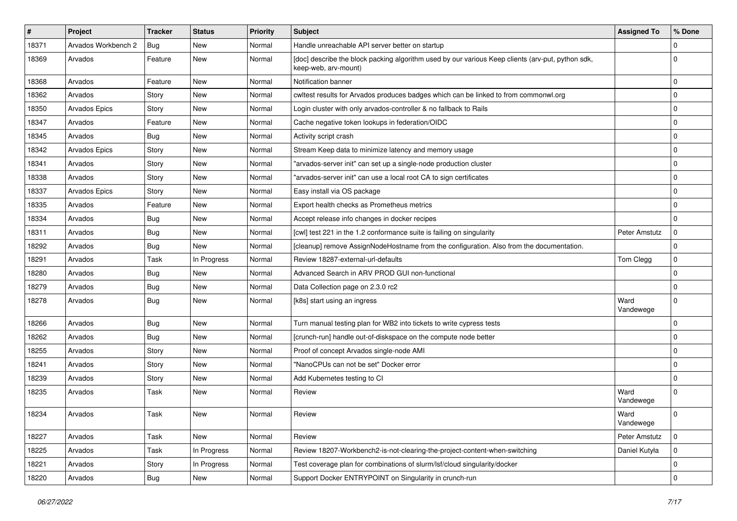| # | Project | Tracker | Status | Priority | Subject | Assigned To | % Done |
|---|---|---|---|---|---|---|---|
| 18371 | Arvados Workbench 2 | Bug | New | Normal | Handle unreachable API server better on startup | | 0 |
| 18369 | Arvados | Feature | New | Normal | [doc] describe the block packing algorithm used by our various Keep clients (arv-put, python sdk, keep-web, arv-mount) | | 0 |
| 18368 | Arvados | Feature | New | Normal | Notification banner | | 0 |
| 18362 | Arvados | Story | New | Normal | cwltest results for Arvados produces badges which can be linked to from commonwl.org | | 0 |
| 18350 | Arvados Epics | Story | New | Normal | Login cluster with only arvados-controller & no fallback to Rails | | 0 |
| 18347 | Arvados | Feature | New | Normal | Cache negative token lookups in federation/OIDC | | 0 |
| 18345 | Arvados | Bug | New | Normal | Activity script crash | | 0 |
| 18342 | Arvados Epics | Story | New | Normal | Stream Keep data to minimize latency and memory usage | | 0 |
| 18341 | Arvados | Story | New | Normal | "arvados-server init" can set up a single-node production cluster | | 0 |
| 18338 | Arvados | Story | New | Normal | "arvados-server init" can use a local root CA to sign certificates | | 0 |
| 18337 | Arvados Epics | Story | New | Normal | Easy install via OS package | | 0 |
| 18335 | Arvados | Feature | New | Normal | Export health checks as Prometheus metrics | | 0 |
| 18334 | Arvados | Bug | New | Normal | Accept release info changes in docker recipes | | 0 |
| 18311 | Arvados | Bug | New | Normal | [cwl] test 221 in the 1.2 conformance suite is failing on singularity | Peter Amstutz | 0 |
| 18292 | Arvados | Bug | New | Normal | [cleanup] remove AssignNodeHostname from the configuration. Also from the documentation. | | 0 |
| 18291 | Arvados | Task | In Progress | Normal | Review 18287-external-url-defaults | Tom Clegg | 0 |
| 18280 | Arvados | Bug | New | Normal | Advanced Search in ARV PROD GUI non-functional | | 0 |
| 18279 | Arvados | Bug | New | Normal | Data Collection page on 2.3.0 rc2 | | 0 |
| 18278 | Arvados | Bug | New | Normal | [k8s] start using an ingress | Ward Vandewege | 0 |
| 18266 | Arvados | Bug | New | Normal | Turn manual testing plan for WB2 into tickets to write cypress tests | | 0 |
| 18262 | Arvados | Bug | New | Normal | [crunch-run] handle out-of-diskspace on the compute node better | | 0 |
| 18255 | Arvados | Story | New | Normal | Proof of concept Arvados single-node AMI | | 0 |
| 18241 | Arvados | Story | New | Normal | "NanoCPUs can not be set" Docker error | | 0 |
| 18239 | Arvados | Story | New | Normal | Add Kubernetes testing to CI | | 0 |
| 18235 | Arvados | Task | New | Normal | Review | Ward Vandewege | 0 |
| 18234 | Arvados | Task | New | Normal | Review | Ward Vandewege | 0 |
| 18227 | Arvados | Task | New | Normal | Review | Peter Amstutz | 0 |
| 18225 | Arvados | Task | In Progress | Normal | Review 18207-Workbench2-is-not-clearing-the-project-content-when-switching | Daniel Kutyła | 0 |
| 18221 | Arvados | Story | In Progress | Normal | Test coverage plan for combinations of slurm/lsf/cloud singularity/docker | | 0 |
| 18220 | Arvados | Bug | New | Normal | Support Docker ENTRYPOINT on Singularity in crunch-run | | 0 |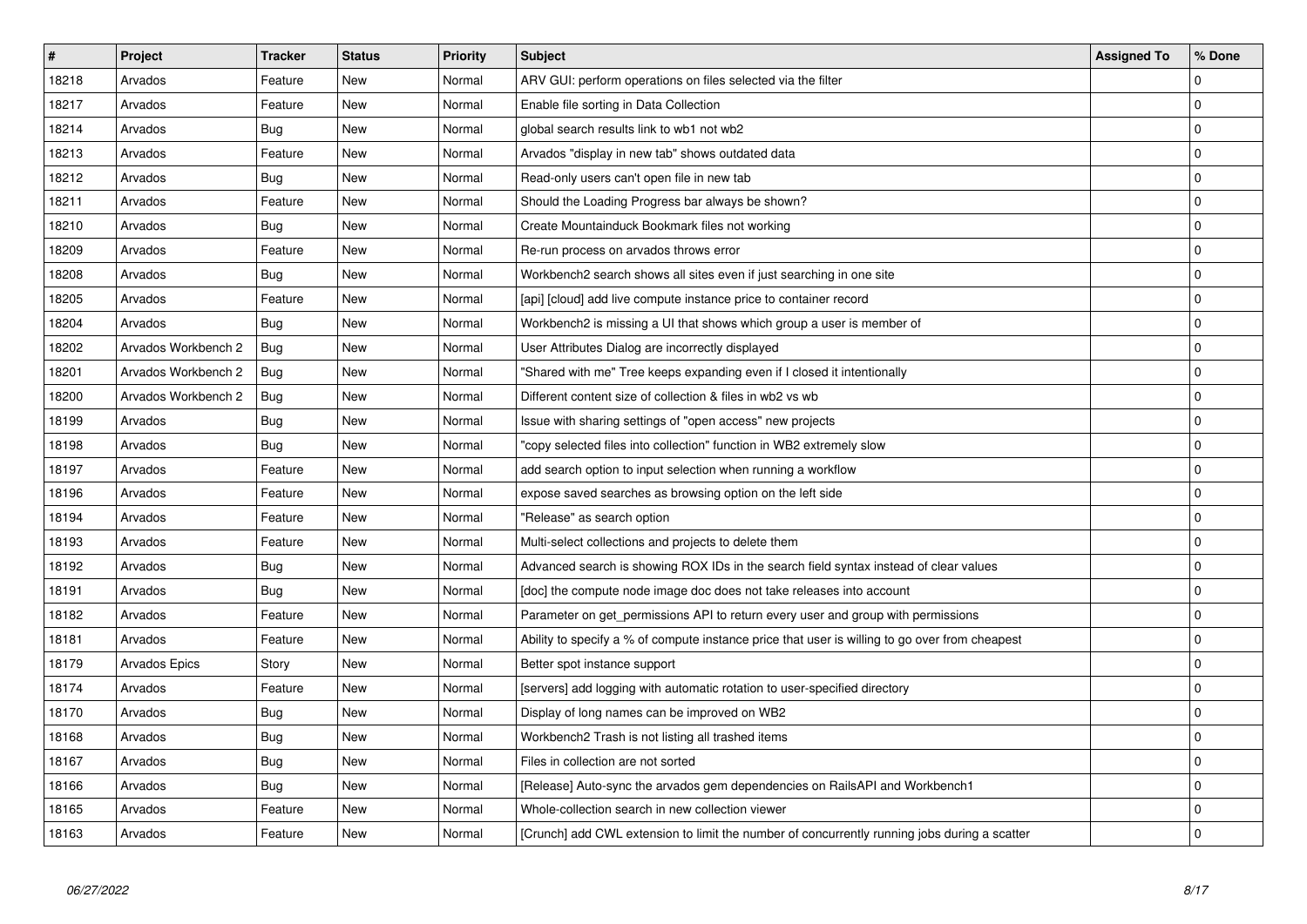| # | Project | Tracker | Status | Priority | Subject | Assigned To | % Done |
|---|---|---|---|---|---|---|---|
| 18218 | Arvados | Feature | New | Normal | ARV GUI: perform operations on files selected via the filter | | 0 |
| 18217 | Arvados | Feature | New | Normal | Enable file sorting in Data Collection | | 0 |
| 18214 | Arvados | Bug | New | Normal | global search results link to wb1 not wb2 | | 0 |
| 18213 | Arvados | Feature | New | Normal | Arvados "display in new tab" shows outdated data | | 0 |
| 18212 | Arvados | Bug | New | Normal | Read-only users can't open file in new tab | | 0 |
| 18211 | Arvados | Feature | New | Normal | Should the Loading Progress bar always be shown? | | 0 |
| 18210 | Arvados | Bug | New | Normal | Create Mountainduck Bookmark files not working | | 0 |
| 18209 | Arvados | Feature | New | Normal | Re-run process on arvados throws error | | 0 |
| 18208 | Arvados | Bug | New | Normal | Workbench2 search shows all sites even if just searching in one site | | 0 |
| 18205 | Arvados | Feature | New | Normal | [api] [cloud] add live compute instance price to container record | | 0 |
| 18204 | Arvados | Bug | New | Normal | Workbench2 is missing a UI that shows which group a user is member of | | 0 |
| 18202 | Arvados Workbench 2 | Bug | New | Normal | User Attributes Dialog are incorrectly displayed | | 0 |
| 18201 | Arvados Workbench 2 | Bug | New | Normal | "Shared with me" Tree keeps expanding even if I closed it intentionally | | 0 |
| 18200 | Arvados Workbench 2 | Bug | New | Normal | Different content size of collection & files in wb2 vs wb | | 0 |
| 18199 | Arvados | Bug | New | Normal | Issue with sharing settings of "open access" new projects | | 0 |
| 18198 | Arvados | Bug | New | Normal | "copy selected files into collection" function in WB2 extremely slow | | 0 |
| 18197 | Arvados | Feature | New | Normal | add search option to input selection when running a workflow | | 0 |
| 18196 | Arvados | Feature | New | Normal | expose saved searches as browsing option on the left side | | 0 |
| 18194 | Arvados | Feature | New | Normal | "Release" as search option | | 0 |
| 18193 | Arvados | Feature | New | Normal | Multi-select collections and projects to delete them | | 0 |
| 18192 | Arvados | Bug | New | Normal | Advanced search is showing ROX IDs in the search field syntax instead of clear values | | 0 |
| 18191 | Arvados | Bug | New | Normal | [doc] the compute node image doc does not take releases into account | | 0 |
| 18182 | Arvados | Feature | New | Normal | Parameter on get_permissions API to return every user and group with permissions | | 0 |
| 18181 | Arvados | Feature | New | Normal | Ability to specify a % of compute instance price that user is willing to go over from cheapest | | 0 |
| 18179 | Arvados Epics | Story | New | Normal | Better spot instance support | | 0 |
| 18174 | Arvados | Feature | New | Normal | [servers] add logging with automatic rotation to user-specified directory | | 0 |
| 18170 | Arvados | Bug | New | Normal | Display of long names can be improved on WB2 | | 0 |
| 18168 | Arvados | Bug | New | Normal | Workbench2 Trash is not listing all trashed items | | 0 |
| 18167 | Arvados | Bug | New | Normal | Files in collection are not sorted | | 0 |
| 18166 | Arvados | Bug | New | Normal | [Release] Auto-sync the arvados gem dependencies on RailsAPI and Workbench1 | | 0 |
| 18165 | Arvados | Feature | New | Normal | Whole-collection search in new collection viewer | | 0 |
| 18163 | Arvados | Feature | New | Normal | [Crunch] add CWL extension to limit the number of concurrently running jobs during a scatter | | 0 |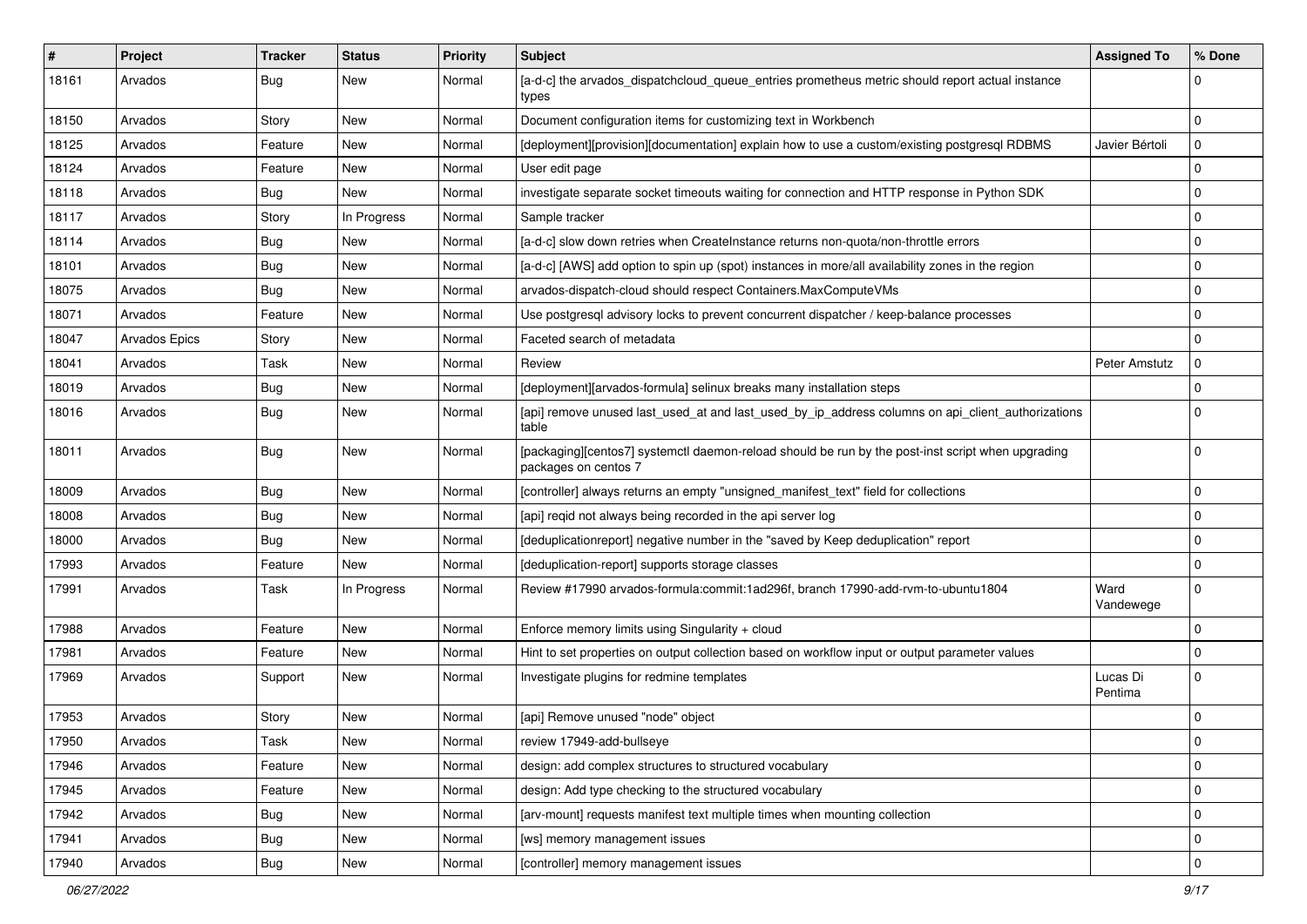| # | Project | Tracker | Status | Priority | Subject | Assigned To | % Done |
|---|---|---|---|---|---|---|---|
| 18161 | Arvados | Bug | New | Normal | [a-d-c] the arvados_dispatchcloud_queue_entries prometheus metric should report actual instance types | | 0 |
| 18150 | Arvados | Story | New | Normal | Document configuration items for customizing text in Workbench | | 0 |
| 18125 | Arvados | Feature | New | Normal | [deployment][provision][documentation] explain how to use a custom/existing postgresql RDBMS | Javier Bértoli | 0 |
| 18124 | Arvados | Feature | New | Normal | User edit page | | 0 |
| 18118 | Arvados | Bug | New | Normal | investigate separate socket timeouts waiting for connection and HTTP response in Python SDK | | 0 |
| 18117 | Arvados | Story | In Progress | Normal | Sample tracker | | 0 |
| 18114 | Arvados | Bug | New | Normal | [a-d-c] slow down retries when CreateInstance returns non-quota/non-throttle errors | | 0 |
| 18101 | Arvados | Bug | New | Normal | [a-d-c] [AWS] add option to spin up (spot) instances in more/all availability zones in the region | | 0 |
| 18075 | Arvados | Bug | New | Normal | arvados-dispatch-cloud should respect Containers.MaxComputeVMs | | 0 |
| 18071 | Arvados | Feature | New | Normal | Use postgresql advisory locks to prevent concurrent dispatcher / keep-balance processes | | 0 |
| 18047 | Arvados Epics | Story | New | Normal | Faceted search of metadata | | 0 |
| 18041 | Arvados | Task | New | Normal | Review | Peter Amstutz | 0 |
| 18019 | Arvados | Bug | New | Normal | [deployment][arvados-formula] selinux breaks many installation steps | | 0 |
| 18016 | Arvados | Bug | New | Normal | [api] remove unused last_used_at and last_used_by_ip_address columns on api_client_authorizations table | | 0 |
| 18011 | Arvados | Bug | New | Normal | [packaging][centos7] systemctl daemon-reload should be run by the post-inst script when upgrading packages on centos 7 | | 0 |
| 18009 | Arvados | Bug | New | Normal | [controller] always returns an empty "unsigned_manifest_text" field for collections | | 0 |
| 18008 | Arvados | Bug | New | Normal | [api] reqid not always being recorded in the api server log | | 0 |
| 18000 | Arvados | Bug | New | Normal | [deduplicationreport] negative number in the "saved by Keep deduplication" report | | 0 |
| 17993 | Arvados | Feature | New | Normal | [deduplication-report] supports storage classes | | 0 |
| 17991 | Arvados | Task | In Progress | Normal | Review #17990 arvados-formula:commit:1ad296f, branch 17990-add-rvm-to-ubuntu1804 | Ward Vandewege | 0 |
| 17988 | Arvados | Feature | New | Normal | Enforce memory limits using Singularity + cloud | | 0 |
| 17981 | Arvados | Feature | New | Normal | Hint to set properties on output collection based on workflow input or output parameter values | | 0 |
| 17969 | Arvados | Support | New | Normal | Investigate plugins for redmine templates | Lucas Di Pentima | 0 |
| 17953 | Arvados | Story | New | Normal | [api] Remove unused "node" object | | 0 |
| 17950 | Arvados | Task | New | Normal | review 17949-add-bullseye | | 0 |
| 17946 | Arvados | Feature | New | Normal | design: add complex structures to structured vocabulary | | 0 |
| 17945 | Arvados | Feature | New | Normal | design: Add type checking to the structured vocabulary | | 0 |
| 17942 | Arvados | Bug | New | Normal | [arv-mount] requests manifest text multiple times when mounting collection | | 0 |
| 17941 | Arvados | Bug | New | Normal | [ws] memory management issues | | 0 |
| 17940 | Arvados | Bug | New | Normal | [controller] memory management issues | | 0 |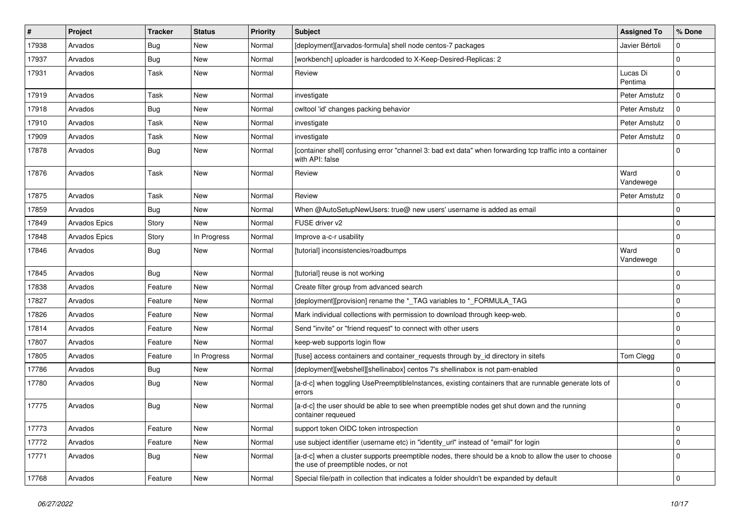| # | Project | Tracker | Status | Priority | Subject | Assigned To | % Done |
|---|---|---|---|---|---|---|---|
| 17938 | Arvados | Bug | New | Normal | [deployment][arvados-formula] shell node centos-7 packages | Javier Bértoli | 0 |
| 17937 | Arvados | Bug | New | Normal | [workbench] uploader is hardcoded to X-Keep-Desired-Replicas: 2 | | 0 |
| 17931 | Arvados | Task | New | Normal | Review | Lucas Di Pentima | 0 |
| 17919 | Arvados | Task | New | Normal | investigate | Peter Amstutz | 0 |
| 17918 | Arvados | Bug | New | Normal | cwltool 'id' changes packing behavior | Peter Amstutz | 0 |
| 17910 | Arvados | Task | New | Normal | investigate | Peter Amstutz | 0 |
| 17909 | Arvados | Task | New | Normal | investigate | Peter Amstutz | 0 |
| 17878 | Arvados | Bug | New | Normal | [container shell] confusing error "channel 3: bad ext data" when forwarding tcp traffic into a container with API: false | | 0 |
| 17876 | Arvados | Task | New | Normal | Review | Ward Vandewege | 0 |
| 17875 | Arvados | Task | New | Normal | Review | Peter Amstutz | 0 |
| 17859 | Arvados | Bug | New | Normal | When @AutoSetupNewUsers: true@ new users' username is added as email | | 0 |
| 17849 | Arvados Epics | Story | New | Normal | FUSE driver v2 | | 0 |
| 17848 | Arvados Epics | Story | In Progress | Normal | Improve a-c-r usability | | 0 |
| 17846 | Arvados | Bug | New | Normal | [tutorial] inconsistencies/roadbumps | Ward Vandewege | 0 |
| 17845 | Arvados | Bug | New | Normal | [tutorial] reuse is not working | | 0 |
| 17838 | Arvados | Feature | New | Normal | Create filter group from advanced search | | 0 |
| 17827 | Arvados | Feature | New | Normal | [deployment][provision] rename the *_TAG variables to *_FORMULA_TAG | | 0 |
| 17826 | Arvados | Feature | New | Normal | Mark individual collections with permission to download through keep-web. | | 0 |
| 17814 | Arvados | Feature | New | Normal | Send "invite" or "friend request" to connect with other users | | 0 |
| 17807 | Arvados | Feature | New | Normal | keep-web supports login flow | | 0 |
| 17805 | Arvados | Feature | In Progress | Normal | [fuse] access containers and container_requests through by_id directory in sitefs | Tom Clegg | 0 |
| 17786 | Arvados | Bug | New | Normal | [deployment][webshell][shellinabox] centos 7's shellinabox is not pam-enabled | | 0 |
| 17780 | Arvados | Bug | New | Normal | [a-d-c] when toggling UsePreemptibleInstances, existing containers that are runnable generate lots of errors | | 0 |
| 17775 | Arvados | Bug | New | Normal | [a-d-c] the user should be able to see when preemptible nodes get shut down and the running container requeued | | 0 |
| 17773 | Arvados | Feature | New | Normal | support token OIDC token introspection | | 0 |
| 17772 | Arvados | Feature | New | Normal | use subject identifier (username etc) in "identity_url" instead of "email" for login | | 0 |
| 17771 | Arvados | Bug | New | Normal | [a-d-c] when a cluster supports preemptible nodes, there should be a knob to allow the user to choose the use of preemptible nodes, or not | | 0 |
| 17768 | Arvados | Feature | New | Normal | Special file/path in collection that indicates a folder shouldn't be expanded by default | | 0 |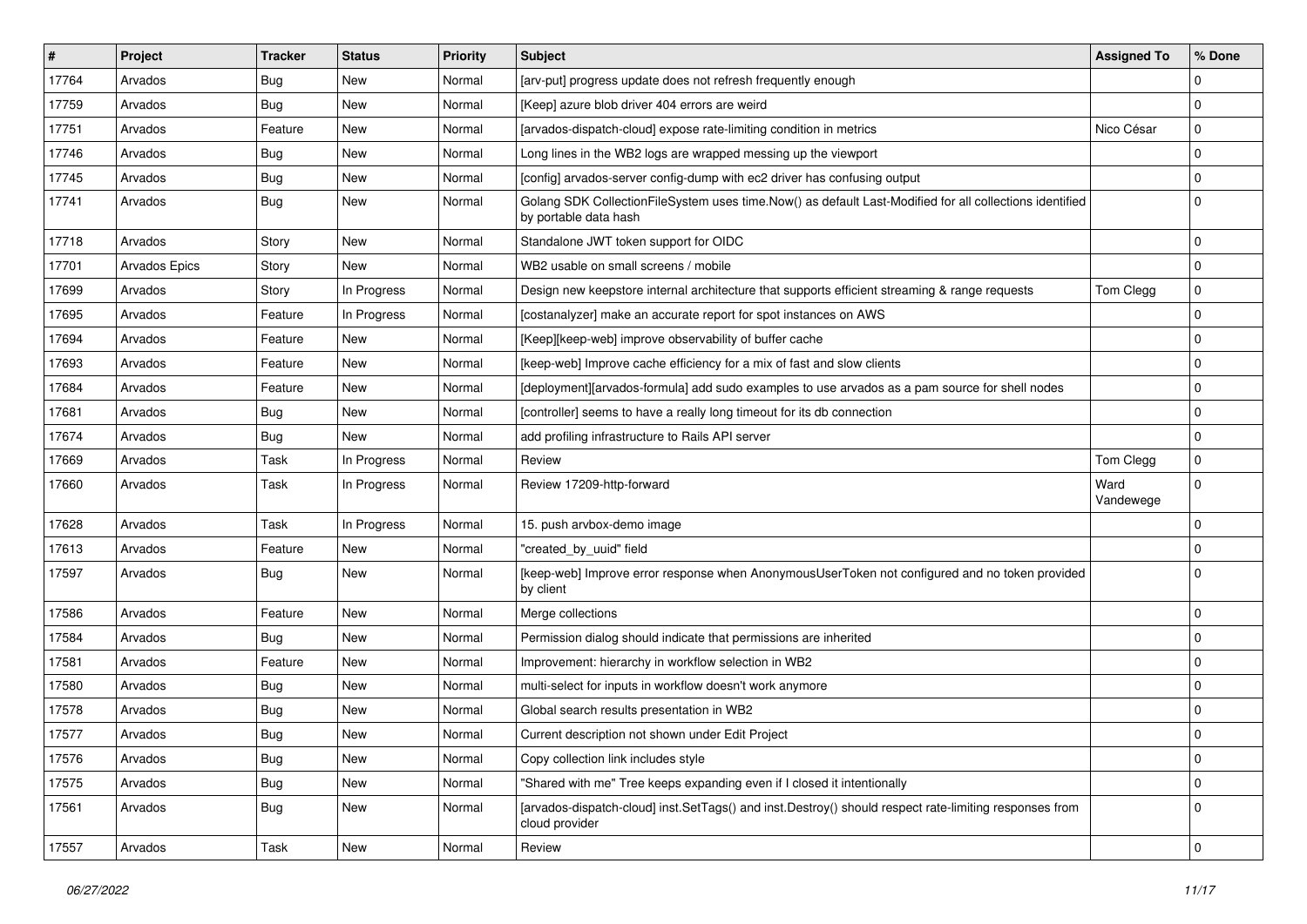| # | Project | Tracker | Status | Priority | Subject | Assigned To | % Done |
|---|---|---|---|---|---|---|---|
| 17764 | Arvados | Bug | New | Normal | [arv-put] progress update does not refresh frequently enough | | 0 |
| 17759 | Arvados | Bug | New | Normal | [Keep] azure blob driver 404 errors are weird | | 0 |
| 17751 | Arvados | Feature | New | Normal | [arvados-dispatch-cloud] expose rate-limiting condition in metrics | Nico César | 0 |
| 17746 | Arvados | Bug | New | Normal | Long lines in the WB2 logs are wrapped messing up the viewport | | 0 |
| 17745 | Arvados | Bug | New | Normal | [config] arvados-server config-dump with ec2 driver has confusing output | | 0 |
| 17741 | Arvados | Bug | New | Normal | Golang SDK CollectionFileSystem uses time.Now() as default Last-Modified for all collections identified by portable data hash | | 0 |
| 17718 | Arvados | Story | New | Normal | Standalone JWT token support for OIDC | | 0 |
| 17701 | Arvados Epics | Story | New | Normal | WB2 usable on small screens / mobile | | 0 |
| 17699 | Arvados | Story | In Progress | Normal | Design new keepstore internal architecture that supports efficient streaming & range requests | Tom Clegg | 0 |
| 17695 | Arvados | Feature | In Progress | Normal | [costanalyzer] make an accurate report for spot instances on AWS | | 0 |
| 17694 | Arvados | Feature | New | Normal | [Keep][keep-web] improve observability of buffer cache | | 0 |
| 17693 | Arvados | Feature | New | Normal | [keep-web] Improve cache efficiency for a mix of fast and slow clients | | 0 |
| 17684 | Arvados | Feature | New | Normal | [deployment][arvados-formula] add sudo examples to use arvados as a pam source for shell nodes | | 0 |
| 17681 | Arvados | Bug | New | Normal | [controller] seems to have a really long timeout for its db connection | | 0 |
| 17674 | Arvados | Bug | New | Normal | add profiling infrastructure to Rails API server | | 0 |
| 17669 | Arvados | Task | In Progress | Normal | Review | Tom Clegg | 0 |
| 17660 | Arvados | Task | In Progress | Normal | Review 17209-http-forward | Ward Vandewege | 0 |
| 17628 | Arvados | Task | In Progress | Normal | 15. push arvbox-demo image | | 0 |
| 17613 | Arvados | Feature | New | Normal | "created_by_uuid" field | | 0 |
| 17597 | Arvados | Bug | New | Normal | [keep-web] Improve error response when AnonymousUserToken not configured and no token provided by client | | 0 |
| 17586 | Arvados | Feature | New | Normal | Merge collections | | 0 |
| 17584 | Arvados | Bug | New | Normal | Permission dialog should indicate that permissions are inherited | | 0 |
| 17581 | Arvados | Feature | New | Normal | Improvement: hierarchy in workflow selection in WB2 | | 0 |
| 17580 | Arvados | Bug | New | Normal | multi-select for inputs in workflow doesn't work anymore | | 0 |
| 17578 | Arvados | Bug | New | Normal | Global search results presentation in WB2 | | 0 |
| 17577 | Arvados | Bug | New | Normal | Current description not shown under Edit Project | | 0 |
| 17576 | Arvados | Bug | New | Normal | Copy collection link includes style | | 0 |
| 17575 | Arvados | Bug | New | Normal | "Shared with me" Tree keeps expanding even if I closed it intentionally | | 0 |
| 17561 | Arvados | Bug | New | Normal | [arvados-dispatch-cloud] inst.SetTags() and inst.Destroy() should respect rate-limiting responses from cloud provider | | 0 |
| 17557 | Arvados | Task | New | Normal | Review | | 0 |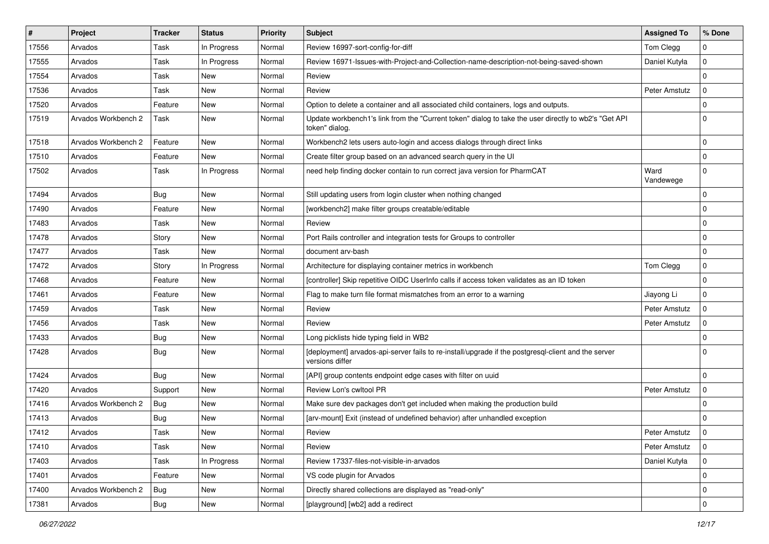| # | Project | Tracker | Status | Priority | Subject | Assigned To | % Done |
|---|---|---|---|---|---|---|---|
| 17556 | Arvados | Task | In Progress | Normal | Review 16997-sort-config-for-diff | Tom Clegg | 0 |
| 17555 | Arvados | Task | In Progress | Normal | Review 16971-Issues-with-Project-and-Collection-name-description-not-being-saved-shown | Daniel Kutyła | 0 |
| 17554 | Arvados | Task | New | Normal | Review | | 0 |
| 17536 | Arvados | Task | New | Normal | Review | Peter Amstutz | 0 |
| 17520 | Arvados | Feature | New | Normal | Option to delete a container and all associated child containers, logs and outputs. | | 0 |
| 17519 | Arvados Workbench 2 | Task | New | Normal | Update workbench1's link from the "Current token" dialog to take the user directly to wb2's "Get API token" dialog. | | 0 |
| 17518 | Arvados Workbench 2 | Feature | New | Normal | Workbench2 lets users auto-login and access dialogs through direct links | | 0 |
| 17510 | Arvados | Feature | New | Normal | Create filter group based on an advanced search query in the UI | | 0 |
| 17502 | Arvados | Task | In Progress | Normal | need help finding docker contain to run correct java version for PharmCAT | Ward Vandewege | 0 |
| 17494 | Arvados | Bug | New | Normal | Still updating users from login cluster when nothing changed | | 0 |
| 17490 | Arvados | Feature | New | Normal | [workbench2] make filter groups creatable/editable | | 0 |
| 17483 | Arvados | Task | New | Normal | Review | | 0 |
| 17478 | Arvados | Story | New | Normal | Port Rails controller and integration tests for Groups to controller | | 0 |
| 17477 | Arvados | Task | New | Normal | document arv-bash | | 0 |
| 17472 | Arvados | Story | In Progress | Normal | Architecture for displaying container metrics in workbench | Tom Clegg | 0 |
| 17468 | Arvados | Feature | New | Normal | [controller] Skip repetitive OIDC UserInfo calls if access token validates as an ID token | | 0 |
| 17461 | Arvados | Feature | New | Normal | Flag to make turn file format mismatches from an error to a warning | Jiayong Li | 0 |
| 17459 | Arvados | Task | New | Normal | Review | Peter Amstutz | 0 |
| 17456 | Arvados | Task | New | Normal | Review | Peter Amstutz | 0 |
| 17433 | Arvados | Bug | New | Normal | Long picklists hide typing field in WB2 | | 0 |
| 17428 | Arvados | Bug | New | Normal | [deployment] arvados-api-server fails to re-install/upgrade if the postgresql-client and the server versions differ | | 0 |
| 17424 | Arvados | Bug | New | Normal | [API] group contents endpoint edge cases with filter on uuid | | 0 |
| 17420 | Arvados | Support | New | Normal | Review Lon's cwltool PR | Peter Amstutz | 0 |
| 17416 | Arvados Workbench 2 | Bug | New | Normal | Make sure dev packages don't get included when making the production build | | 0 |
| 17413 | Arvados | Bug | New | Normal | [arv-mount] Exit (instead of undefined behavior) after unhandled exception | | 0 |
| 17412 | Arvados | Task | New | Normal | Review | Peter Amstutz | 0 |
| 17410 | Arvados | Task | New | Normal | Review | Peter Amstutz | 0 |
| 17403 | Arvados | Task | In Progress | Normal | Review 17337-files-not-visible-in-arvados | Daniel Kutyła | 0 |
| 17401 | Arvados | Feature | New | Normal | VS code plugin for Arvados | | 0 |
| 17400 | Arvados Workbench 2 | Bug | New | Normal | Directly shared collections are displayed as "read-only" | | 0 |
| 17381 | Arvados | Bug | New | Normal | [playground] [wb2] add a redirect | | 0 |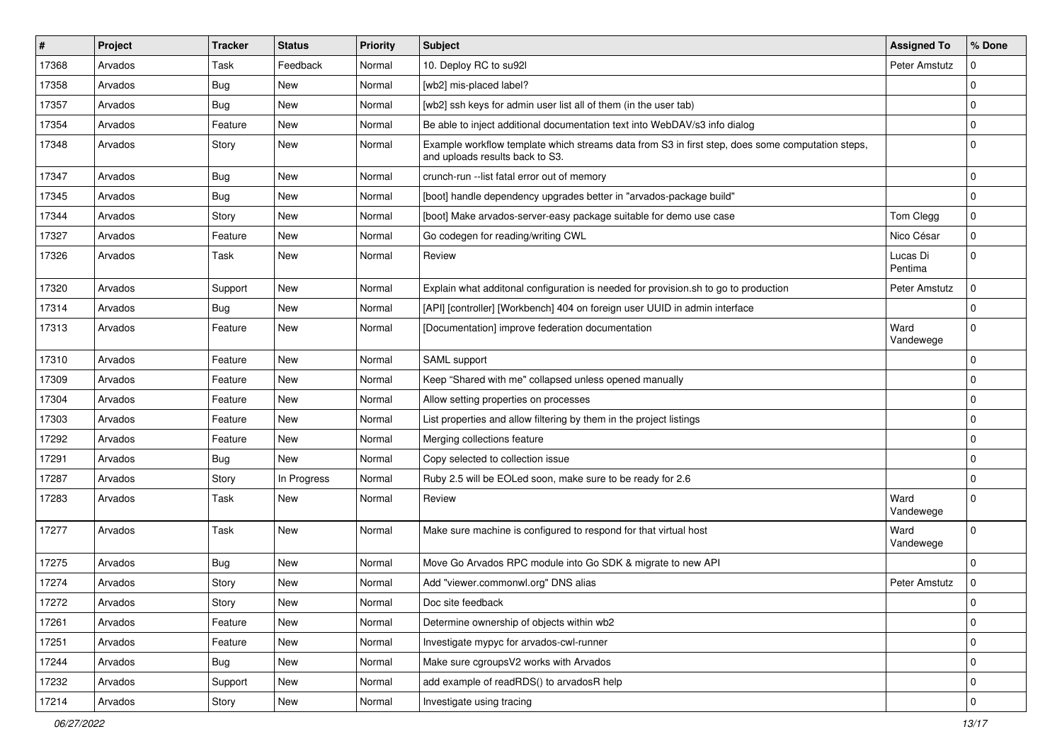| # | Project | Tracker | Status | Priority | Subject | Assigned To | % Done |
|---|---|---|---|---|---|---|---|
| 17368 | Arvados | Task | Feedback | Normal | 10. Deploy RC to su92l | Peter Amstutz | 0 |
| 17358 | Arvados | Bug | New | Normal | [wb2] mis-placed label? | | 0 |
| 17357 | Arvados | Bug | New | Normal | [wb2] ssh keys for admin user list all of them (in the user tab) | | 0 |
| 17354 | Arvados | Feature | New | Normal | Be able to inject additional documentation text into WebDAV/s3 info dialog | | 0 |
| 17348 | Arvados | Story | New | Normal | Example workflow template which streams data from S3 in first step, does some computation steps, and uploads results back to S3. | | 0 |
| 17347 | Arvados | Bug | New | Normal | crunch-run --list fatal error out of memory | | 0 |
| 17345 | Arvados | Bug | New | Normal | [boot] handle dependency upgrades better in "arvados-package build" | | 0 |
| 17344 | Arvados | Story | New | Normal | [boot] Make arvados-server-easy package suitable for demo use case | Tom Clegg | 0 |
| 17327 | Arvados | Feature | New | Normal | Go codegen for reading/writing CWL | Nico César | 0 |
| 17326 | Arvados | Task | New | Normal | Review | Lucas Di Pentima | 0 |
| 17320 | Arvados | Support | New | Normal | Explain what additonal configuration is needed for provision.sh to go to production | Peter Amstutz | 0 |
| 17314 | Arvados | Bug | New | Normal | [API] [controller] [Workbench] 404 on foreign user UUID in admin interface | | 0 |
| 17313 | Arvados | Feature | New | Normal | [Documentation] improve federation documentation | Ward Vandewege | 0 |
| 17310 | Arvados | Feature | New | Normal | SAML support | | 0 |
| 17309 | Arvados | Feature | New | Normal | Keep "Shared with me" collapsed unless opened manually | | 0 |
| 17304 | Arvados | Feature | New | Normal | Allow setting properties on processes | | 0 |
| 17303 | Arvados | Feature | New | Normal | List properties and allow filtering by them in the project listings | | 0 |
| 17292 | Arvados | Feature | New | Normal | Merging collections feature | | 0 |
| 17291 | Arvados | Bug | New | Normal | Copy selected to collection issue | | 0 |
| 17287 | Arvados | Story | In Progress | Normal | Ruby 2.5 will be EOLed soon, make sure to be ready for 2.6 | | 0 |
| 17283 | Arvados | Task | New | Normal | Review | Ward Vandewege | 0 |
| 17277 | Arvados | Task | New | Normal | Make sure machine is configured to respond for that virtual host | Ward Vandewege | 0 |
| 17275 | Arvados | Bug | New | Normal | Move Go Arvados RPC module into Go SDK & migrate to new API | | 0 |
| 17274 | Arvados | Story | New | Normal | Add "viewer.commonwl.org" DNS alias | Peter Amstutz | 0 |
| 17272 | Arvados | Story | New | Normal | Doc site feedback | | 0 |
| 17261 | Arvados | Feature | New | Normal | Determine ownership of objects within wb2 | | 0 |
| 17251 | Arvados | Feature | New | Normal | Investigate mypyc for arvados-cwl-runner | | 0 |
| 17244 | Arvados | Bug | New | Normal | Make sure cgroupsV2 works with Arvados | | 0 |
| 17232 | Arvados | Support | New | Normal | add example of readRDS() to arvadosR help | | 0 |
| 17214 | Arvados | Story | New | Normal | Investigate using tracing | | 0 |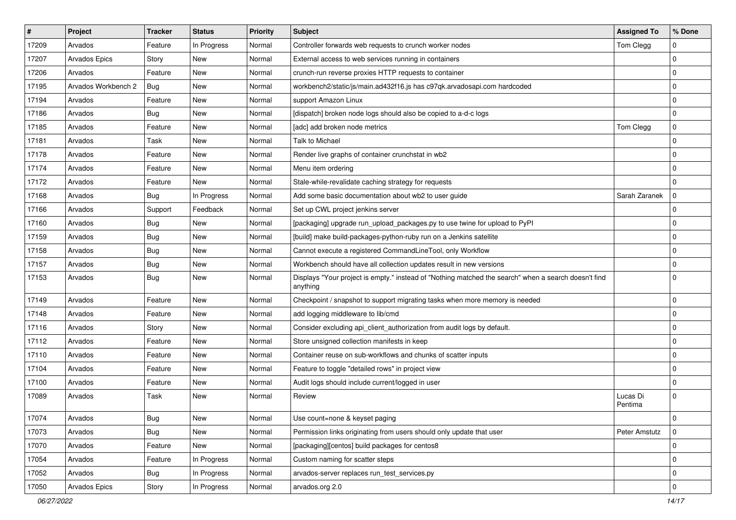| # | Project | Tracker | Status | Priority | Subject | Assigned To | % Done |
| --- | --- | --- | --- | --- | --- | --- | --- |
| 17209 | Arvados | Feature | In Progress | Normal | Controller forwards web requests to crunch worker nodes | Tom Clegg | 0 |
| 17207 | Arvados Epics | Story | New | Normal | External access to web services running in containers | | 0 |
| 17206 | Arvados | Feature | New | Normal | crunch-run reverse proxies HTTP requests to container | | 0 |
| 17195 | Arvados Workbench 2 | Bug | New | Normal | workbench2/static/js/main.ad432f16.js has c97qk.arvadosapi.com hardcoded | | 0 |
| 17194 | Arvados | Feature | New | Normal | support Amazon Linux | | 0 |
| 17186 | Arvados | Bug | New | Normal | [dispatch] broken node logs should also be copied to a-d-c logs | | 0 |
| 17185 | Arvados | Feature | New | Normal | [adc] add broken node metrics | Tom Clegg | 0 |
| 17181 | Arvados | Task | New | Normal | Talk to Michael | | 0 |
| 17178 | Arvados | Feature | New | Normal | Render live graphs of container crunchstat in wb2 | | 0 |
| 17174 | Arvados | Feature | New | Normal | Menu item ordering | | 0 |
| 17172 | Arvados | Feature | New | Normal | Stale-while-revalidate caching strategy for requests | | 0 |
| 17168 | Arvados | Bug | In Progress | Normal | Add some basic documentation about wb2 to user guide | Sarah Zaranek | 0 |
| 17166 | Arvados | Support | Feedback | Normal | Set up CWL project jenkins server | | 0 |
| 17160 | Arvados | Bug | New | Normal | [packaging] upgrade run_upload_packages.py to use twine for upload to PyPI | | 0 |
| 17159 | Arvados | Bug | New | Normal | [build] make build-packages-python-ruby run on a Jenkins satellite | | 0 |
| 17158 | Arvados | Bug | New | Normal | Cannot execute a registered CommandLineTool, only Workflow | | 0 |
| 17157 | Arvados | Bug | New | Normal | Workbench should have all collection updates result in new versions | | 0 |
| 17153 | Arvados | Bug | New | Normal | Displays "Your project is empty." instead of "Nothing matched the search" when a search doesn't find anything | | 0 |
| 17149 | Arvados | Feature | New | Normal | Checkpoint / snapshot to support migrating tasks when more memory is needed | | 0 |
| 17148 | Arvados | Feature | New | Normal | add logging middleware to lib/cmd | | 0 |
| 17116 | Arvados | Story | New | Normal | Consider excluding api_client_authorization from audit logs by default. | | 0 |
| 17112 | Arvados | Feature | New | Normal | Store unsigned collection manifests in keep | | 0 |
| 17110 | Arvados | Feature | New | Normal | Container reuse on sub-workflows and chunks of scatter inputs | | 0 |
| 17104 | Arvados | Feature | New | Normal | Feature to toggle "detailed rows" in project view | | 0 |
| 17100 | Arvados | Feature | New | Normal | Audit logs should include current/logged in user | | 0 |
| 17089 | Arvados | Task | New | Normal | Review | Lucas Di Pentima | 0 |
| 17074 | Arvados | Bug | New | Normal | Use count=none & keyset paging | | 0 |
| 17073 | Arvados | Bug | New | Normal | Permission links originating from users should only update that user | Peter Amstutz | 0 |
| 17070 | Arvados | Feature | New | Normal | [packaging][centos] build packages for centos8 | | 0 |
| 17054 | Arvados | Feature | In Progress | Normal | Custom naming for scatter steps | | 0 |
| 17052 | Arvados | Bug | In Progress | Normal | arvados-server replaces run_test_services.py | | 0 |
| 17050 | Arvados Epics | Story | In Progress | Normal | arvados.org 2.0 | | 0 |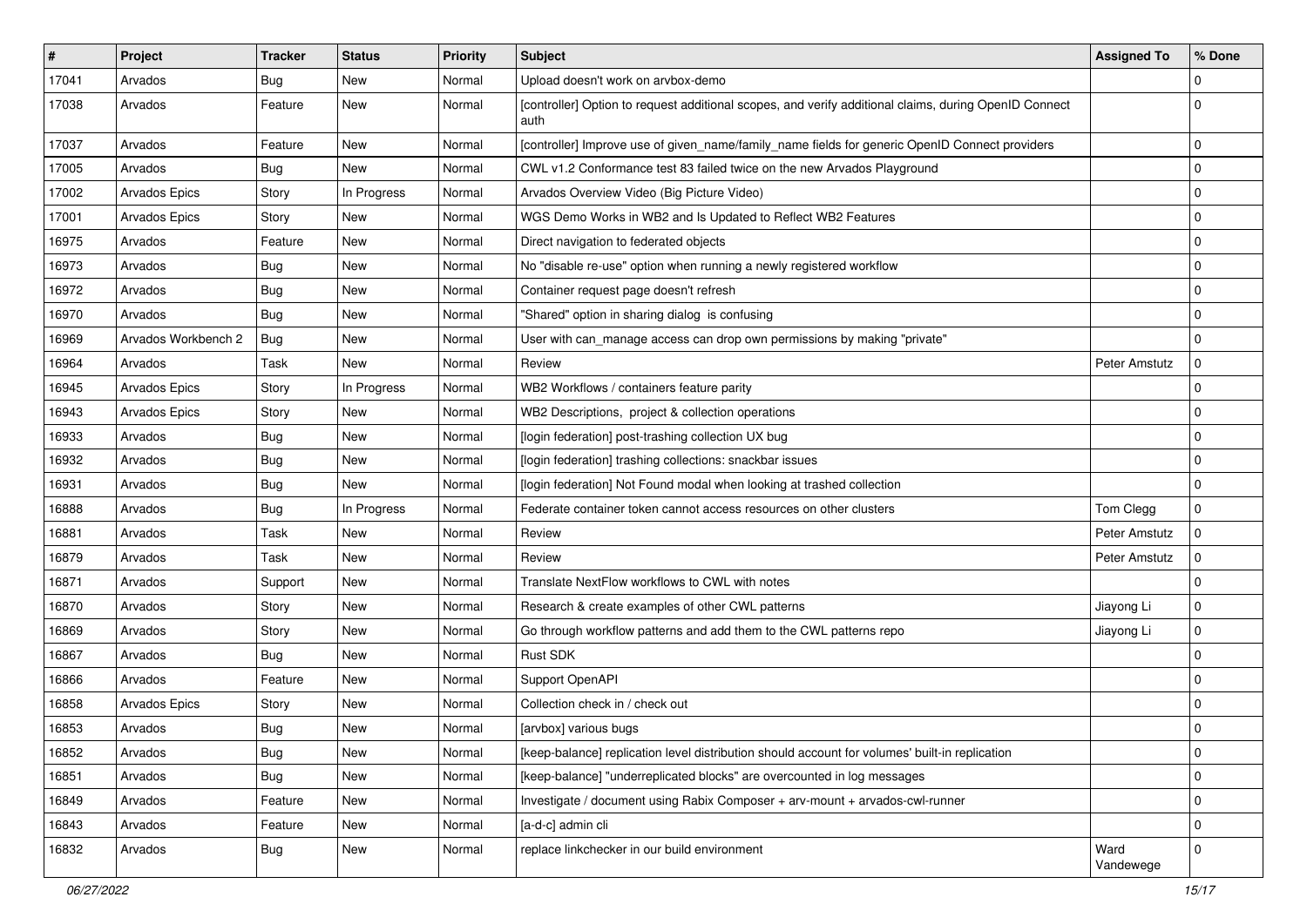| # | Project | Tracker | Status | Priority | Subject | Assigned To | % Done |
|---|---|---|---|---|---|---|---|
| 17041 | Arvados | Bug | New | Normal | Upload doesn't work on arvbox-demo | | 0 |
| 17038 | Arvados | Feature | New | Normal | [controller] Option to request additional scopes, and verify additional claims, during OpenID Connect auth | | 0 |
| 17037 | Arvados | Feature | New | Normal | [controller] Improve use of given_name/family_name fields for generic OpenID Connect providers | | 0 |
| 17005 | Arvados | Bug | New | Normal | CWL v1.2 Conformance test 83 failed twice on the new Arvados Playground | | 0 |
| 17002 | Arvados Epics | Story | In Progress | Normal | Arvados Overview Video (Big Picture Video) | | 0 |
| 17001 | Arvados Epics | Story | New | Normal | WGS Demo Works in WB2 and Is Updated to Reflect WB2 Features | | 0 |
| 16975 | Arvados | Feature | New | Normal | Direct navigation to federated objects | | 0 |
| 16973 | Arvados | Bug | New | Normal | No "disable re-use" option when running a newly registered workflow | | 0 |
| 16972 | Arvados | Bug | New | Normal | Container request page doesn't refresh | | 0 |
| 16970 | Arvados | Bug | New | Normal | "Shared" option in sharing dialog is confusing | | 0 |
| 16969 | Arvados Workbench 2 | Bug | New | Normal | User with can_manage access can drop own permissions by making "private" | | 0 |
| 16964 | Arvados | Task | New | Normal | Review | Peter Amstutz | 0 |
| 16945 | Arvados Epics | Story | In Progress | Normal | WB2 Workflows / containers feature parity | | 0 |
| 16943 | Arvados Epics | Story | New | Normal | WB2 Descriptions, project & collection operations | | 0 |
| 16933 | Arvados | Bug | New | Normal | [login federation] post-trashing collection UX bug | | 0 |
| 16932 | Arvados | Bug | New | Normal | [login federation] trashing collections: snackbar issues | | 0 |
| 16931 | Arvados | Bug | New | Normal | [login federation] Not Found modal when looking at trashed collection | | 0 |
| 16888 | Arvados | Bug | In Progress | Normal | Federate container token cannot access resources on other clusters | Tom Clegg | 0 |
| 16881 | Arvados | Task | New | Normal | Review | Peter Amstutz | 0 |
| 16879 | Arvados | Task | New | Normal | Review | Peter Amstutz | 0 |
| 16871 | Arvados | Support | New | Normal | Translate NextFlow workflows to CWL with notes | | 0 |
| 16870 | Arvados | Story | New | Normal | Research & create examples of other CWL patterns | Jiayong Li | 0 |
| 16869 | Arvados | Story | New | Normal | Go through workflow patterns and add them to the CWL patterns repo | Jiayong Li | 0 |
| 16867 | Arvados | Bug | New | Normal | Rust SDK | | 0 |
| 16866 | Arvados | Feature | New | Normal | Support OpenAPI | | 0 |
| 16858 | Arvados Epics | Story | New | Normal | Collection check in / check out | | 0 |
| 16853 | Arvados | Bug | New | Normal | [arvbox] various bugs | | 0 |
| 16852 | Arvados | Bug | New | Normal | [keep-balance] replication level distribution should account for volumes' built-in replication | | 0 |
| 16851 | Arvados | Bug | New | Normal | [keep-balance] "underreplicated blocks" are overcounted in log messages | | 0 |
| 16849 | Arvados | Feature | New | Normal | Investigate / document using Rabix Composer + arv-mount + arvados-cwl-runner | | 0 |
| 16843 | Arvados | Feature | New | Normal | [a-d-c] admin cli | | 0 |
| 16832 | Arvados | Bug | New | Normal | replace linkchecker in our build environment | Ward Vandewege | 0 |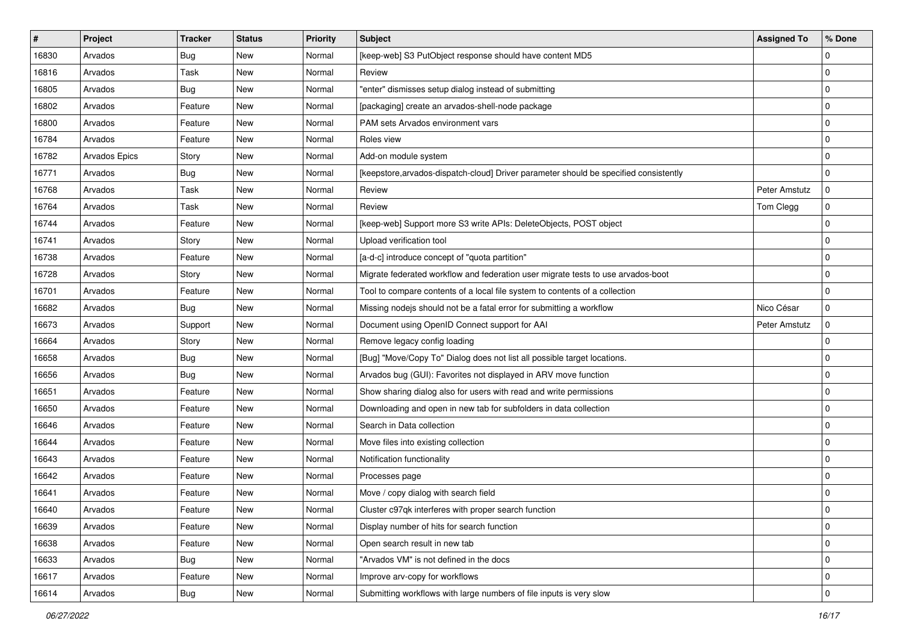| # | Project | Tracker | Status | Priority | Subject | Assigned To | % Done |
|---|---|---|---|---|---|---|---|
| 16830 | Arvados | Bug | New | Normal | [keep-web] S3 PutObject response should have content MD5 | | 0 |
| 16816 | Arvados | Task | New | Normal | Review | | 0 |
| 16805 | Arvados | Bug | New | Normal | "enter" dismisses setup dialog instead of submitting | | 0 |
| 16802 | Arvados | Feature | New | Normal | [packaging] create an arvados-shell-node package | | 0 |
| 16800 | Arvados | Feature | New | Normal | PAM sets Arvados environment vars | | 0 |
| 16784 | Arvados | Feature | New | Normal | Roles view | | 0 |
| 16782 | Arvados Epics | Story | New | Normal | Add-on module system | | 0 |
| 16771 | Arvados | Bug | New | Normal | [keepstore,arvados-dispatch-cloud] Driver parameter should be specified consistently | | 0 |
| 16768 | Arvados | Task | New | Normal | Review | Peter Amstutz | 0 |
| 16764 | Arvados | Task | New | Normal | Review | Tom Clegg | 0 |
| 16744 | Arvados | Feature | New | Normal | [keep-web] Support more S3 write APIs: DeleteObjects, POST object | | 0 |
| 16741 | Arvados | Story | New | Normal | Upload verification tool | | 0 |
| 16738 | Arvados | Feature | New | Normal | [a-d-c] introduce concept of "quota partition" | | 0 |
| 16728 | Arvados | Story | New | Normal | Migrate federated workflow and federation user migrate tests to use arvados-boot | | 0 |
| 16701 | Arvados | Feature | New | Normal | Tool to compare contents of a local file system to contents of a collection | | 0 |
| 16682 | Arvados | Bug | New | Normal | Missing nodejs should not be a fatal error for submitting a workflow | Nico César | 0 |
| 16673 | Arvados | Support | New | Normal | Document using OpenID Connect support for AAI | Peter Amstutz | 0 |
| 16664 | Arvados | Story | New | Normal | Remove legacy config loading | | 0 |
| 16658 | Arvados | Bug | New | Normal | [Bug] "Move/Copy To" Dialog does not list all possible target locations. | | 0 |
| 16656 | Arvados | Bug | New | Normal | Arvados bug (GUI): Favorites not displayed in ARV move function | | 0 |
| 16651 | Arvados | Feature | New | Normal | Show sharing dialog also for users with read and write permissions | | 0 |
| 16650 | Arvados | Feature | New | Normal | Downloading and open in new tab for subfolders in data collection | | 0 |
| 16646 | Arvados | Feature | New | Normal | Search in Data collection | | 0 |
| 16644 | Arvados | Feature | New | Normal | Move files into existing collection | | 0 |
| 16643 | Arvados | Feature | New | Normal | Notification functionality | | 0 |
| 16642 | Arvados | Feature | New | Normal | Processes page | | 0 |
| 16641 | Arvados | Feature | New | Normal | Move / copy dialog with search field | | 0 |
| 16640 | Arvados | Feature | New | Normal | Cluster c97qk interferes with proper search function | | 0 |
| 16639 | Arvados | Feature | New | Normal | Display number of hits for search function | | 0 |
| 16638 | Arvados | Feature | New | Normal | Open search result in new tab | | 0 |
| 16633 | Arvados | Bug | New | Normal | "Arvados VM" is not defined in the docs | | 0 |
| 16617 | Arvados | Feature | New | Normal | Improve arv-copy for workflows | | 0 |
| 16614 | Arvados | Bug | New | Normal | Submitting workflows with large numbers of file inputs is very slow | | 0 |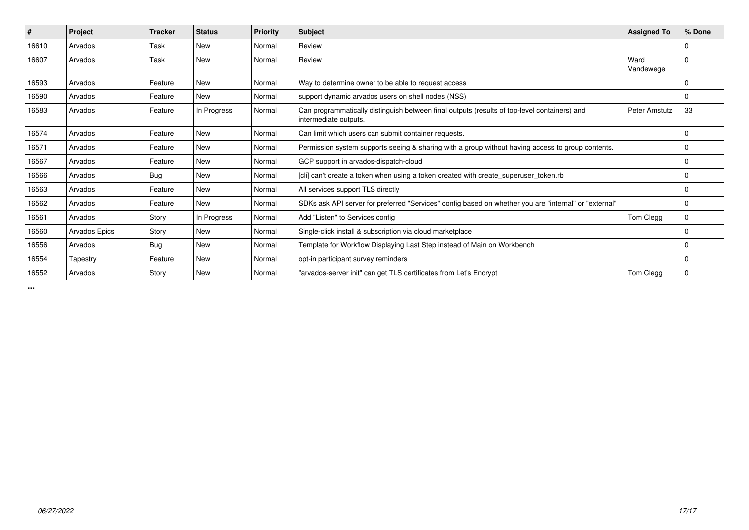| # | Project | Tracker | Status | Priority | Subject | Assigned To | % Done |
|---|---|---|---|---|---|---|---|
| 16610 | Arvados | Task | New | Normal | Review | | 0 |
| 16607 | Arvados | Task | New | Normal | Review | Ward Vandewege | 0 |
| 16593 | Arvados | Feature | New | Normal | Way to determine owner to be able to request access | | 0 |
| 16590 | Arvados | Feature | New | Normal | support dynamic arvados users on shell nodes (NSS) | | 0 |
| 16583 | Arvados | Feature | In Progress | Normal | Can programmatically distinguish between final outputs (results of top-level containers) and intermediate outputs. | Peter Amstutz | 33 |
| 16574 | Arvados | Feature | New | Normal | Can limit which users can submit container requests. | | 0 |
| 16571 | Arvados | Feature | New | Normal | Permission system supports seeing & sharing with a group without having access to group contents. | | 0 |
| 16567 | Arvados | Feature | New | Normal | GCP support in arvados-dispatch-cloud | | 0 |
| 16566 | Arvados | Bug | New | Normal | [cli] can't create a token when using a token created with create_superuser_token.rb | | 0 |
| 16563 | Arvados | Feature | New | Normal | All services support TLS directly | | 0 |
| 16562 | Arvados | Feature | New | Normal | SDKs ask API server for preferred "Services" config based on whether you are "internal" or "external" | | 0 |
| 16561 | Arvados | Story | In Progress | Normal | Add "Listen" to Services config | Tom Clegg | 0 |
| 16560 | Arvados Epics | Story | New | Normal | Single-click install & subscription via cloud marketplace | | 0 |
| 16556 | Arvados | Bug | New | Normal | Template for Workflow Displaying Last Step instead of Main on Workbench | | 0 |
| 16554 | Tapestry | Feature | New | Normal | opt-in participant survey reminders | | 0 |
| 16552 | Arvados | Story | New | Normal | "arvados-server init" can get TLS certificates from Let's Encrypt | Tom Clegg | 0 |

...